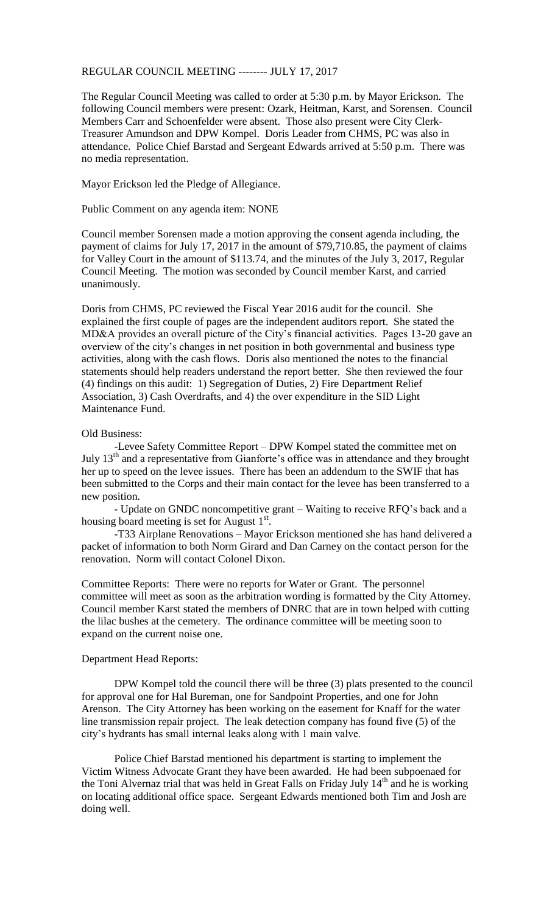REGULAR COUNCIL MEETING -------- JULY 17, 2017

The Regular Council Meeting was called to order at 5:30 p.m. by Mayor Erickson. The following Council members were present: Ozark, Heitman, Karst, and Sorensen. Council Members Carr and Schoenfelder were absent. Those also present were City Clerk-Treasurer Amundson and DPW Kompel. Doris Leader from CHMS, PC was also in attendance. Police Chief Barstad and Sergeant Edwards arrived at 5:50 p.m. There was no media representation.

Mayor Erickson led the Pledge of Allegiance.

Public Comment on any agenda item: NONE

Council member Sorensen made a motion approving the consent agenda including, the payment of claims for July 17, 2017 in the amount of $79,710.85, the payment of claims for Valley Court in the amount of $113.74, and the minutes of the July 3, 2017, Regular Council Meeting. The motion was seconded by Council member Karst, and carried unanimously.

Doris from CHMS, PC reviewed the Fiscal Year 2016 audit for the council. She explained the first couple of pages are the independent auditors report. She stated the MD&A provides an overall picture of the City's financial activities. Pages 13-20 gave an overview of the city's changes in net position in both governmental and business type activities, along with the cash flows. Doris also mentioned the notes to the financial statements should help readers understand the report better. She then reviewed the four (4) findings on this audit: 1) Segregation of Duties, 2) Fire Department Relief Association, 3) Cash Overdrafts, and 4) the over expenditure in the SID Light Maintenance Fund.

Old Business:

-Levee Safety Committee Report – DPW Kompel stated the committee met on July 13th and a representative from Gianforte's office was in attendance and they brought her up to speed on the levee issues. There has been an addendum to the SWIF that has been submitted to the Corps and their main contact for the levee has been transferred to a new position.

- Update on GNDC noncompetitive grant – Waiting to receive RFQ's back and a housing board meeting is set for August 1st.

-T33 Airplane Renovations – Mayor Erickson mentioned she has hand delivered a packet of information to both Norm Girard and Dan Carney on the contact person for the renovation. Norm will contact Colonel Dixon.

Committee Reports: There were no reports for Water or Grant. The personnel committee will meet as soon as the arbitration wording is formatted by the City Attorney. Council member Karst stated the members of DNRC that are in town helped with cutting the lilac bushes at the cemetery. The ordinance committee will be meeting soon to expand on the current noise one.

Department Head Reports:

DPW Kompel told the council there will be three (3) plats presented to the council for approval one for Hal Bureman, one for Sandpoint Properties, and one for John Arenson. The City Attorney has been working on the easement for Knaff for the water line transmission repair project. The leak detection company has found five (5) of the city's hydrants has small internal leaks along with 1 main valve.

Police Chief Barstad mentioned his department is starting to implement the Victim Witness Advocate Grant they have been awarded. He had been subpoenaed for the Toni Alvernaz trial that was held in Great Falls on Friday July 14th and he is working on locating additional office space. Sergeant Edwards mentioned both Tim and Josh are doing well.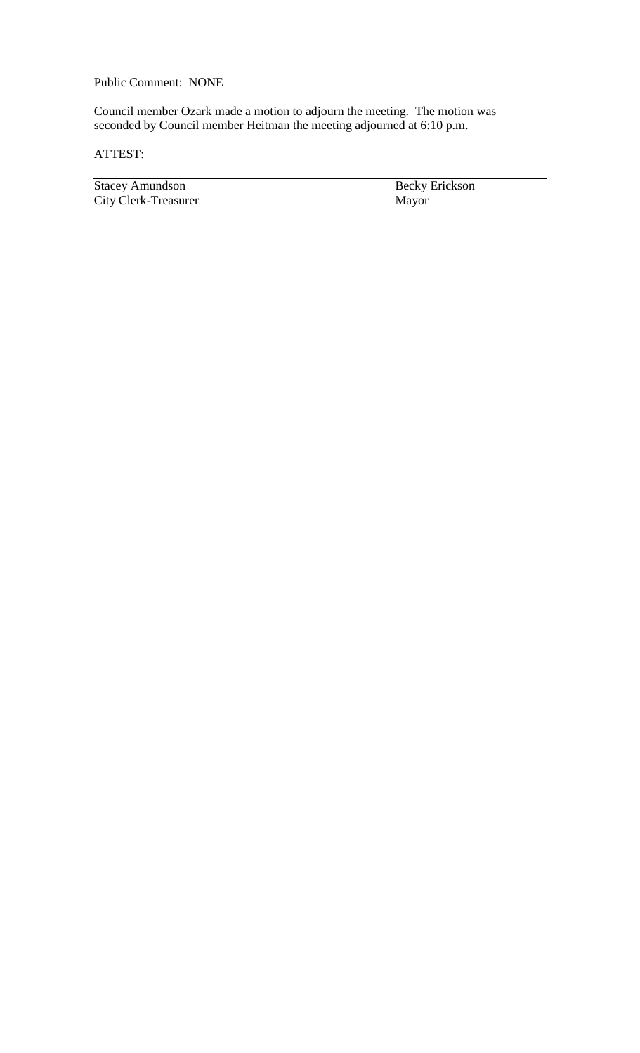Public Comment: NONE

Council member Ozark made a motion to adjourn the meeting. The motion was seconded by Council member Heitman the meeting adjourned at 6:10 p.m.

ATTEST:

| | |
|---|---|
| Stacey Amundson | Becky Erickson |
| City Clerk-Treasurer | Mayor |